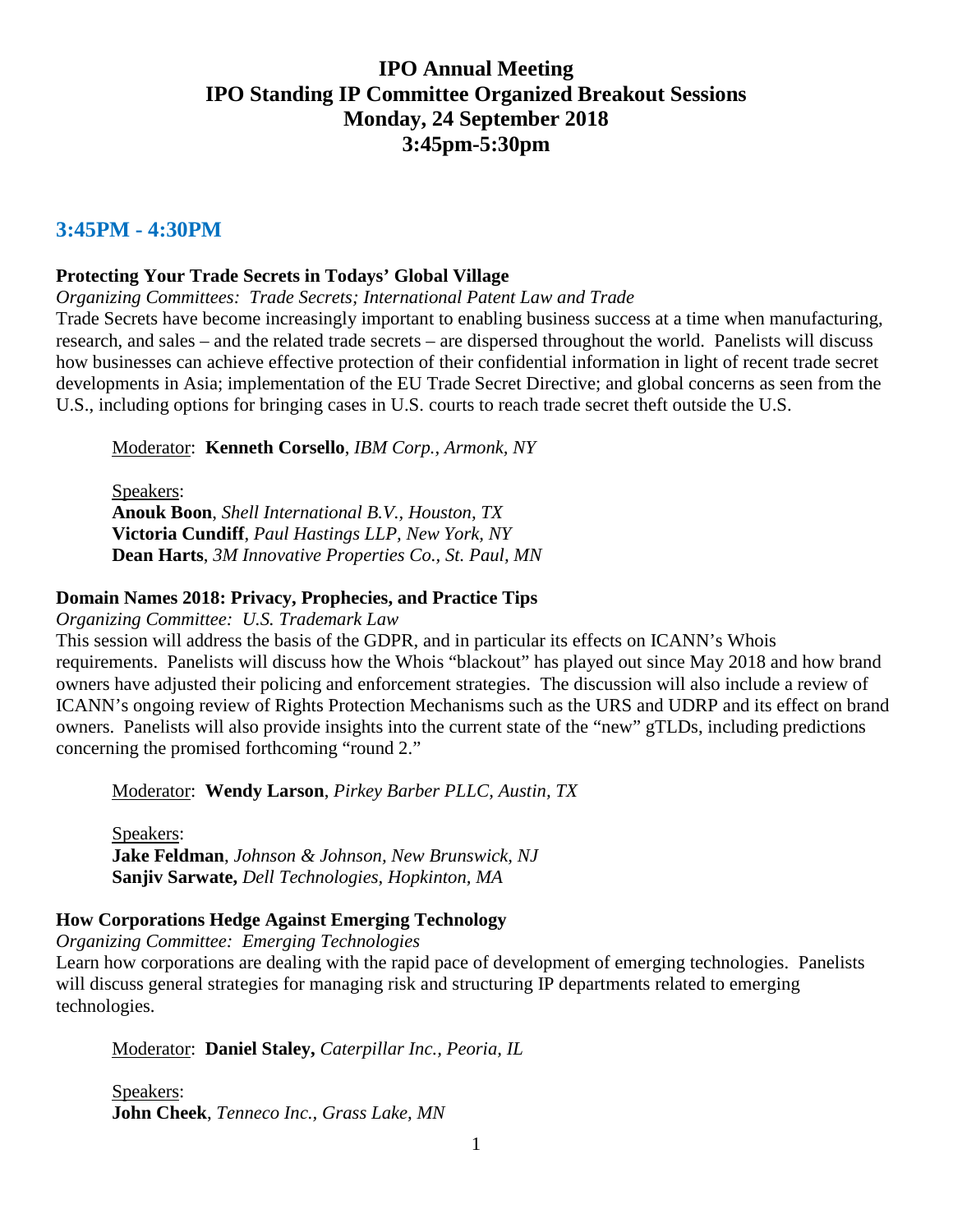# IPO Annual Meeting
# IPO Standing IP Committee Organized Breakout Sessions
# Monday, 24 September 2018
# 3:45pm-5:30pm

## 3:45PM - 4:30PM

### Protecting Your Trade Secrets in Todays' Global Village

*Organizing Committees: Trade Secrets; International Patent Law and Trade*

Trade Secrets have become increasingly important to enabling business success at a time when manufacturing, research, and sales – and the related trade secrets – are dispersed throughout the world. Panelists will discuss how businesses can achieve effective protection of their confidential information in light of recent trade secret developments in Asia; implementation of the EU Trade Secret Directive; and global concerns as seen from the U.S., including options for bringing cases in U.S. courts to reach trade secret theft outside the U.S.

Moderator: **Kenneth Corsello**, *IBM Corp., Armonk, NY*

Speakers:
**Anouk Boon**, *Shell International B.V., Houston, TX*
**Victoria Cundiff**, *Paul Hastings LLP, New York, NY*
**Dean Harts**, *3M Innovative Properties Co., St. Paul, MN*

### Domain Names 2018: Privacy, Prophecies, and Practice Tips

*Organizing Committee: U.S. Trademark Law*

This session will address the basis of the GDPR, and in particular its effects on ICANN's Whois requirements. Panelists will discuss how the Whois "blackout" has played out since May 2018 and how brand owners have adjusted their policing and enforcement strategies. The discussion will also include a review of ICANN's ongoing review of Rights Protection Mechanisms such as the URS and UDRP and its effect on brand owners. Panelists will also provide insights into the current state of the "new" gTLDs, including predictions concerning the promised forthcoming "round 2."

Moderator: **Wendy Larson**, *Pirkey Barber PLLC, Austin, TX*

Speakers:
**Jake Feldman**, *Johnson & Johnson, New Brunswick, NJ*
**Sanjiv Sarwate,** *Dell Technologies, Hopkinton, MA*

### How Corporations Hedge Against Emerging Technology

*Organizing Committee: Emerging Technologies*

Learn how corporations are dealing with the rapid pace of development of emerging technologies. Panelists will discuss general strategies for managing risk and structuring IP departments related to emerging technologies.

Moderator: **Daniel Staley,** *Caterpillar Inc., Peoria, IL*

Speakers:
**John Cheek**, *Tenneco Inc., Grass Lake, MN*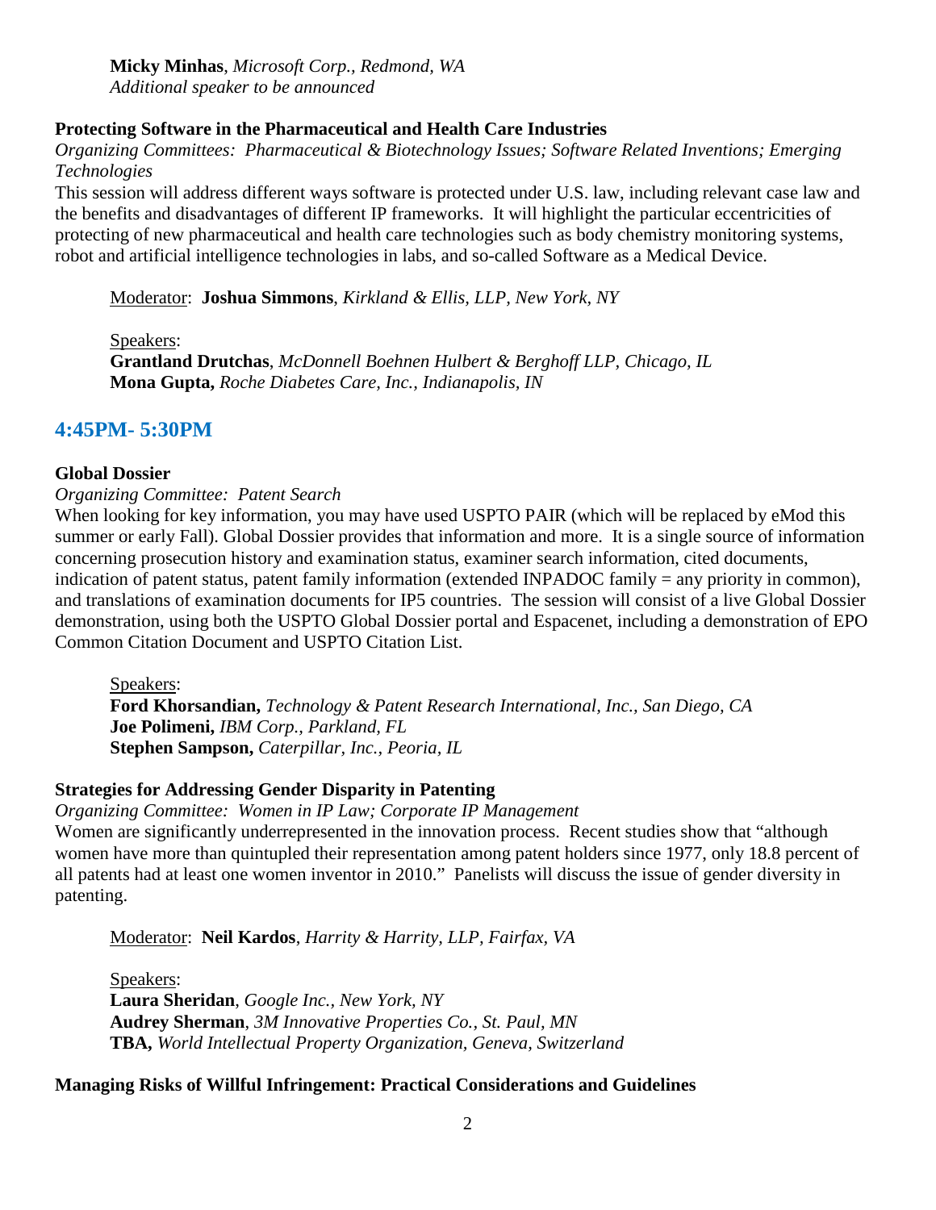**Micky Minhas**, *Microsoft Corp., Redmond, WA*
*Additional speaker to be announced*

**Protecting Software in the Pharmaceutical and Health Care Industries**

*Organizing Committees: Pharmaceutical & Biotechnology Issues; Software Related Inventions; Emerging Technologies*

This session will address different ways software is protected under U.S. law, including relevant case law and the benefits and disadvantages of different IP frameworks. It will highlight the particular eccentricities of protecting of new pharmaceutical and health care technologies such as body chemistry monitoring systems, robot and artificial intelligence technologies in labs, and so-called Software as a Medical Device.

Moderator: **Joshua Simmons**, *Kirkland & Ellis, LLP, New York, NY*

Speakers:
**Grantland Drutchas**, *McDonnell Boehnen Hulbert & Berghoff LLP, Chicago, IL*
**Mona Gupta,** *Roche Diabetes Care, Inc., Indianapolis, IN*

## 4:45PM- 5:30PM

**Global Dossier**

*Organizing Committee: Patent Search*

When looking for key information, you may have used USPTO PAIR (which will be replaced by eMod this summer or early Fall). Global Dossier provides that information and more. It is a single source of information concerning prosecution history and examination status, examiner search information, cited documents, indication of patent status, patent family information (extended INPADOC family = any priority in common), and translations of examination documents for IP5 countries. The session will consist of a live Global Dossier demonstration, using both the USPTO Global Dossier portal and Espacenet, including a demonstration of EPO Common Citation Document and USPTO Citation List.

Speakers:
**Ford Khorsandian,** *Technology & Patent Research International, Inc., San Diego, CA*
**Joe Polimeni,** *IBM Corp., Parkland, FL*
**Stephen Sampson,** *Caterpillar, Inc., Peoria, IL*

**Strategies for Addressing Gender Disparity in Patenting**

*Organizing Committee: Women in IP Law; Corporate IP Management*

Women are significantly underrepresented in the innovation process. Recent studies show that "although women have more than quintupled their representation among patent holders since 1977, only 18.8 percent of all patents had at least one women inventor in 2010." Panelists will discuss the issue of gender diversity in patenting.

Moderator: **Neil Kardos**, *Harrity & Harrity, LLP, Fairfax, VA*

Speakers:
**Laura Sheridan**, *Google Inc., New York, NY*
**Audrey Sherman**, *3M Innovative Properties Co., St. Paul, MN*
**TBA,** *World Intellectual Property Organization, Geneva, Switzerland*

**Managing Risks of Willful Infringement: Practical Considerations and Guidelines**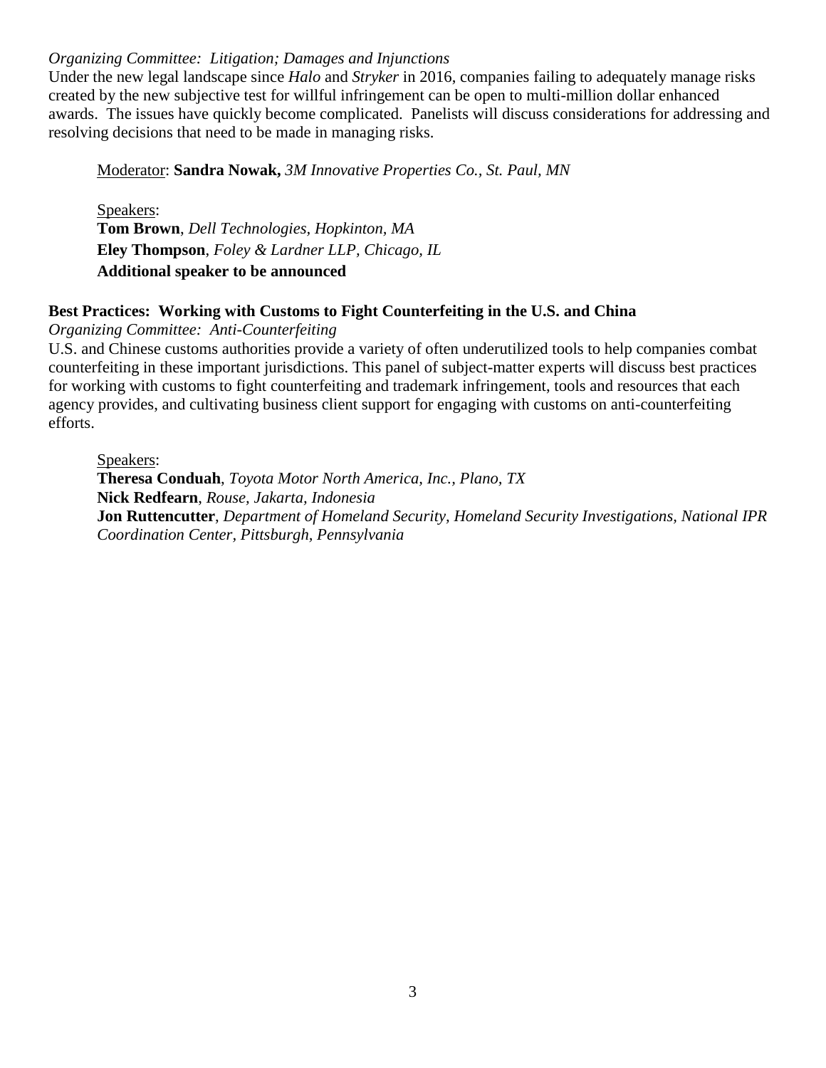*Organizing Committee: Litigation; Damages and Injunctions*

Under the new legal landscape since *Halo* and *Stryker* in 2016, companies failing to adequately manage risks created by the new subjective test for willful infringement can be open to multi-million dollar enhanced awards. The issues have quickly become complicated. Panelists will discuss considerations for addressing and resolving decisions that need to be made in managing risks.

Moderator: **Sandra Nowak,** *3M Innovative Properties Co., St. Paul, MN*

Speakers:
**Tom Brown**, *Dell Technologies, Hopkinton, MA*
**Eley Thompson**, *Foley & Lardner LLP, Chicago, IL*
**Additional speaker to be announced**

**Best Practices: Working with Customs to Fight Counterfeiting in the U.S. and China**

*Organizing Committee: Anti-Counterfeiting*

U.S. and Chinese customs authorities provide a variety of often underutilized tools to help companies combat counterfeiting in these important jurisdictions. This panel of subject-matter experts will discuss best practices for working with customs to fight counterfeiting and trademark infringement, tools and resources that each agency provides, and cultivating business client support for engaging with customs on anti-counterfeiting efforts.

Speakers:
**Theresa Conduah**, *Toyota Motor North America, Inc., Plano, TX*
**Nick Redfearn**, *Rouse, Jakarta, Indonesia*
**Jon Ruttencutter**, *Department of Homeland Security, Homeland Security Investigations, National IPR Coordination Center, Pittsburgh, Pennsylvania*